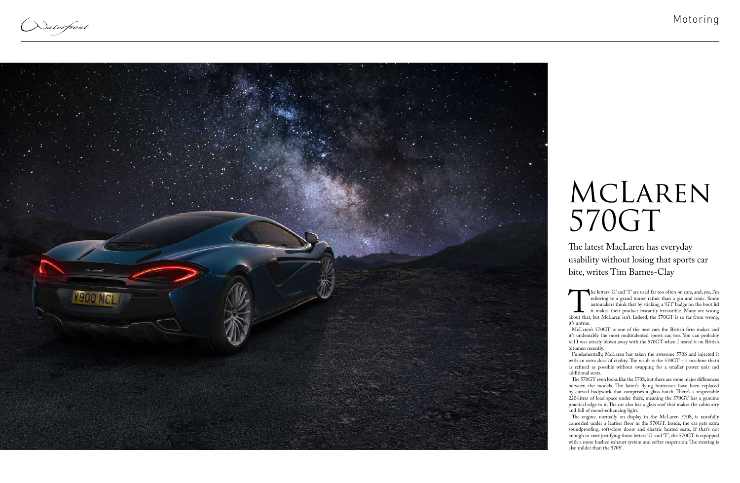# McLaren 570GT

The latest MacLaren has everyday usability without losing that sports car bite, writes Tim Barnes-Clay

The letters 'G' and 'T' are used far too often on cars, and, yes, I'm referring to a grand tourer rather than a gin and tonic. Some automakers think that by sticking a 'GT' badge on the boot lid it makes their product instantly irresistible. Many are wrong about that, but McLaren isn't. Indeed, the 570GT is so far from wrong, it's untrue.

McLaren's 570GT is one of the best cars the British firm makes and it's undeniably the most multitalented sports car, too. You can probably tell I was utterly blown away with the 570GT when I tested it on British bitumen recently.

Fundamentally, McLaren has taken the awesome 570S and injected it with an extra dose of civility. The result is the 570GT – a machine that's as refined as possible without swapping for a smaller power unit and additional seats.

The 570GT even looks like the 570S, but there are some major differences between the models. The latter's flying buttresses have been replaced by curved bodywork that comprises a glass hatch. There's a respectable 220-litres of load space under there, meaning the 570GT has a genuine practical edge to it. The car also has a glass roof that makes the cabin airy and full of mood-enhancing light.

The engine, normally on display in the McLaren 570S, is tastefully concealed under a leather floor in the 570GT. Inside, the car gets extra soundproofing, soft-close doors and electric heated seats. If that's not enough to start justifying those letters 'G' and 'T', the 570GT is equipped with a more hushed exhaust system and softer suspension. The steering is also milder than the 570S'.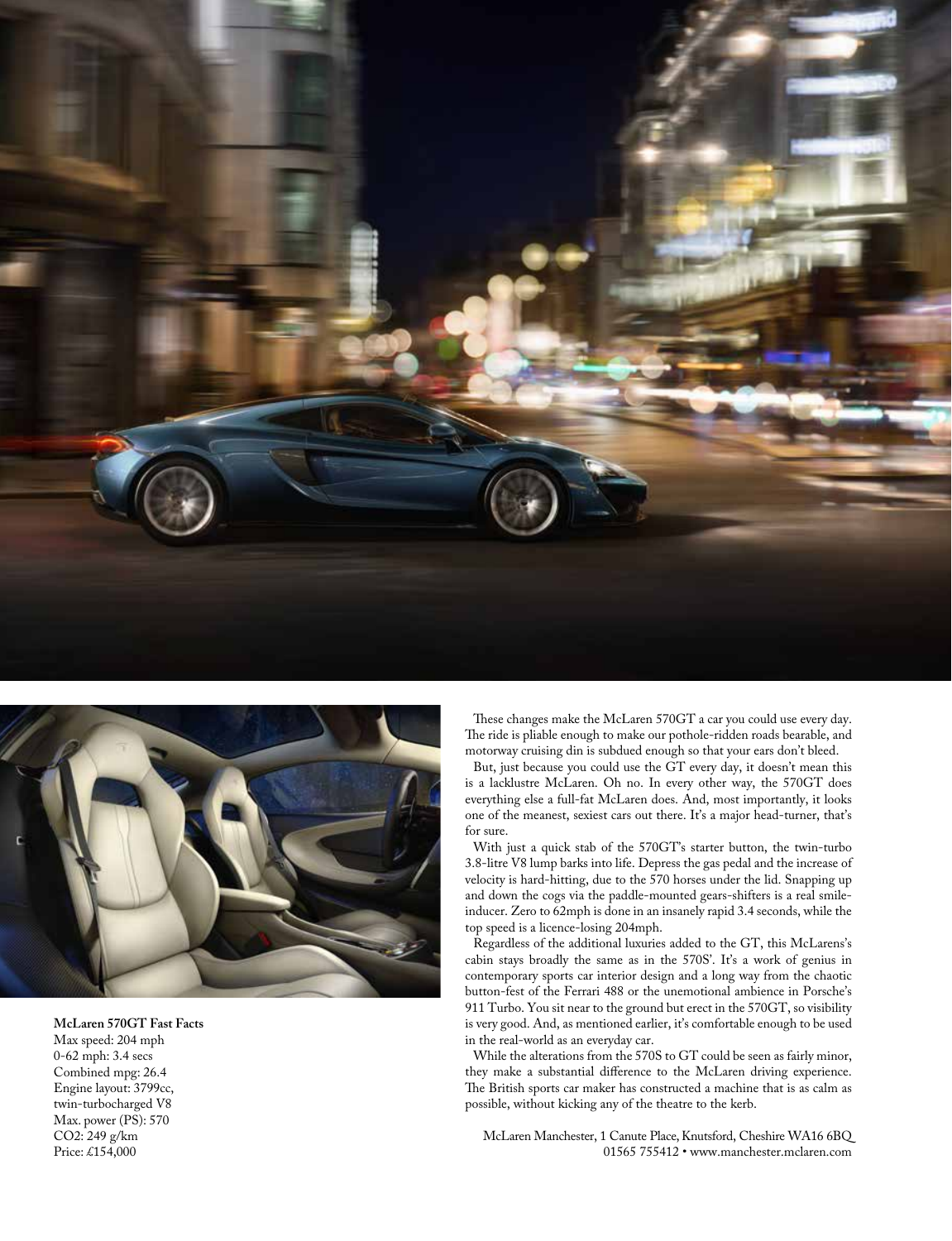**McLaren 570GT Fast Facts**
Max speed: 204 mph
0-62 mph: 3.4 secs
Combined mpg: 26.4
Engine layout: 3799cc, twin-turbocharged V8
Max. power (PS): 570
$CO_2$: 249 g/km
Price: £154,000

These changes make the McLaren 570GT a car you could use every day. The ride is pliable enough to make our pothole-ridden roads bearable, and motorway cruising din is subdued enough so that your ears don't bleed.

But, just because you could use the GT every day, it doesn't mean this is a lacklustre McLaren. Oh no. In every other way, the 570GT does everything else a full-fat McLaren does. And, most importantly, it looks one of the meanest, sexiest cars out there. It's a major head-turner, that's for sure.

With just a quick stab of the 570GT's starter button, the twin-turbo 3.8-litre V8 lump barks into life. Depress the gas pedal and the increase of velocity is hard-hitting, due to the 570 horses under the lid. Snapping up and down the cogs via the paddle-mounted gears-shifters is a real smile-inducer. Zero to 62mph is done in an insanely rapid 3.4 seconds, while the top speed is a licence-losing 204mph.

Regardless of the additional luxuries added to the GT, this McLarens's cabin stays broadly the same as in the 570S'. It's a work of genius in contemporary sports car interior design and a long way from the chaotic button-fest of the Ferrari 488 or the unemotional ambience in Porsche's 911 Turbo. You sit near to the ground but erect in the 570GT, so visibility is very good. And, as mentioned earlier, it's comfortable enough to be used in the real-world as an everyday car.

While the alterations from the 570S to GT could be seen as fairly minor, they make a substantial difference to the McLaren driving experience. The British sports car maker has constructed a machine that is as calm as possible, without kicking any of the theatre to the kerb.

McLaren Manchester, 1 Canute Place, Knutsford, Cheshire WA16 6BQ
01565 755412 • www.manchester.mclaren.com